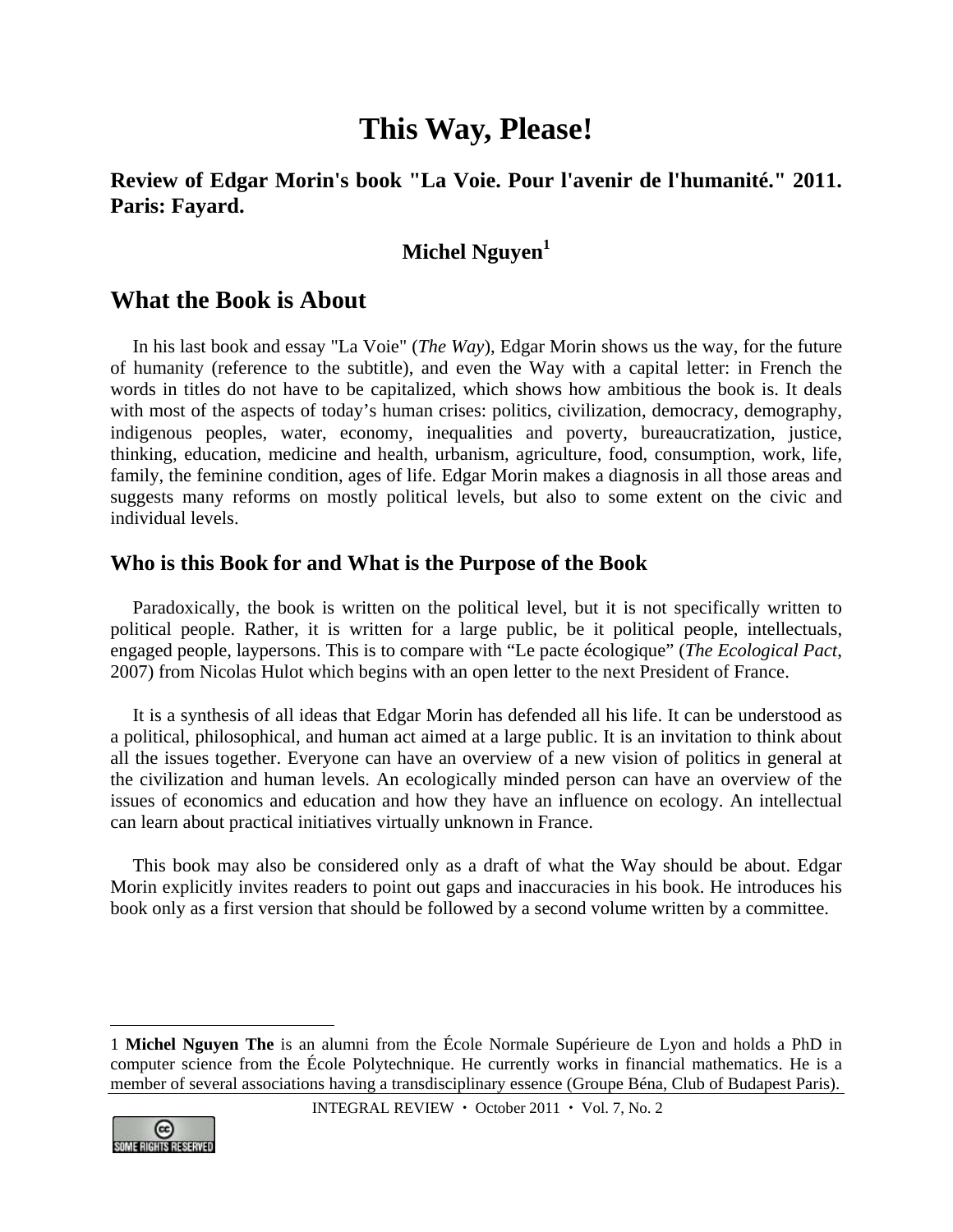# This Way, Please!

## Review of Edgar Morin's book "La Voie. Pour l'avenir de l'humanité." 2011. Paris: Fayard.

**Michel Nguyen[1]**

## What the Book is About

In his last book and essay "La Voie" (*The Way*), Edgar Morin shows us the way, for the future of humanity (reference to the subtitle), and even the Way with a capital letter: in French the words in titles do not have to be capitalized, which shows how ambitious the book is. It deals with most of the aspects of today's human crises: politics, civilization, democracy, demography, indigenous peoples, water, economy, inequalities and poverty, bureaucratization, justice, thinking, education, medicine and health, urbanism, agriculture, food, consumption, work, life, family, the feminine condition, ages of life. Edgar Morin makes a diagnosis in all those areas and suggests many reforms on mostly political levels, but also to some extent on the civic and individual levels.

### Who is this Book for and What is the Purpose of the Book

Paradoxically, the book is written on the political level, but it is not specifically written to political people. Rather, it is written for a large public, be it political people, intellectuals, engaged people, laypersons. This is to compare with "Le pacte écologique" (*The Ecological Pact*, 2007) from Nicolas Hulot which begins with an open letter to the next President of France.

It is a synthesis of all ideas that Edgar Morin has defended all his life. It can be understood as a political, philosophical, and human act aimed at a large public. It is an invitation to think about all the issues together. Everyone can have an overview of a new vision of politics in general at the civilization and human levels. An ecologically minded person can have an overview of the issues of economics and education and how they have an influence on ecology. An intellectual can learn about practical initiatives virtually unknown in France.

This book may also be considered only as a draft of what the Way should be about. Edgar Morin explicitly invites readers to point out gaps and inaccuracies in his book. He introduces his book only as a first version that should be followed by a second volume written by a committee.

---

1 **Michel Nguyen The** is an alumni from the École Normale Supérieure de Lyon and holds a PhD in computer science from the École Polytechnique. He currently works in financial mathematics. He is a member of several associations having a transdisciplinary essence (Groupe Béna, Club of Budapest Paris).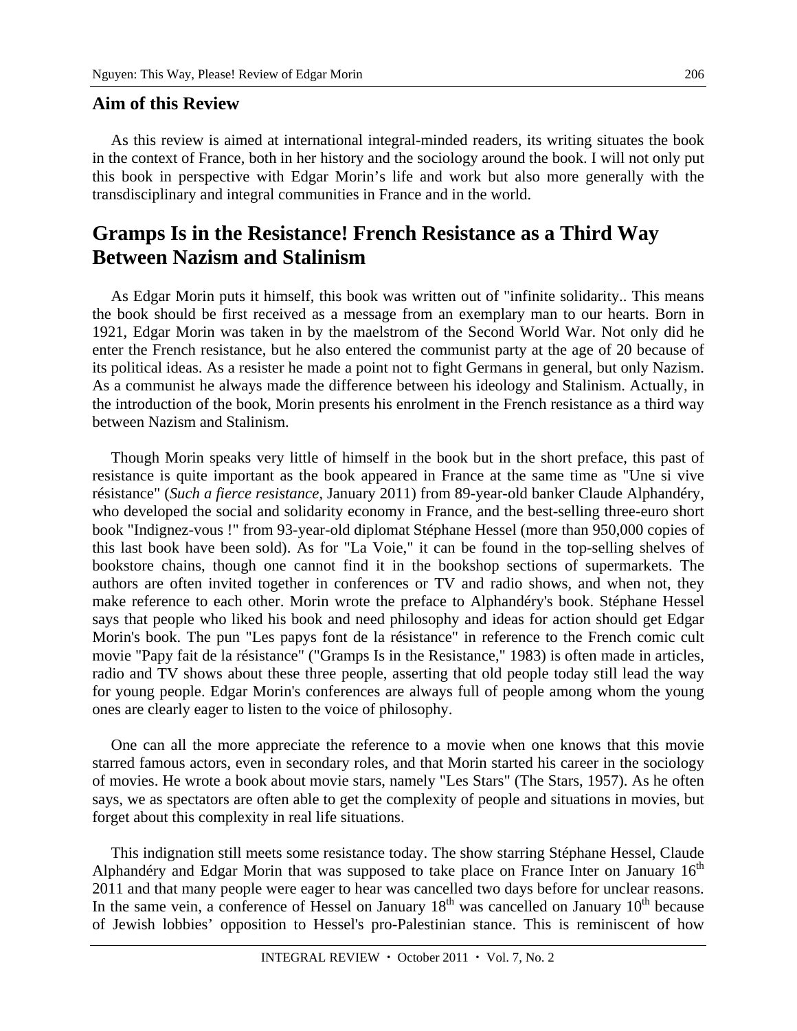## Aim of this Review

As this review is aimed at international integral-minded readers, its writing situates the book in the context of France, both in her history and the sociology around the book. I will not only put this book in perspective with Edgar Morin's life and work but also more generally with the transdisciplinary and integral communities in France and in the world.

## Gramps Is in the Resistance! French Resistance as a Third Way Between Nazism and Stalinism

As Edgar Morin puts it himself, this book was written out of "infinite solidarity.. This means the book should be first received as a message from an exemplary man to our hearts. Born in 1921, Edgar Morin was taken in by the maelstrom of the Second World War. Not only did he enter the French resistance, but he also entered the communist party at the age of 20 because of its political ideas. As a resister he made a point not to fight Germans in general, but only Nazism. As a communist he always made the difference between his ideology and Stalinism. Actually, in the introduction of the book, Morin presents his enrolment in the French resistance as a third way between Nazism and Stalinism.

Though Morin speaks very little of himself in the book but in the short preface, this past of resistance is quite important as the book appeared in France at the same time as "Une si vive résistance" (*Such a fierce resistance,* January 2011) from 89-year-old banker Claude Alphandéry, who developed the social and solidarity economy in France, and the best-selling three-euro short book "Indignez-vous !" from 93-year-old diplomat Stéphane Hessel (more than 950,000 copies of this last book have been sold). As for "La Voie," it can be found in the top-selling shelves of bookstore chains, though one cannot find it in the bookshop sections of supermarkets. The authors are often invited together in conferences or TV and radio shows, and when not, they make reference to each other. Morin wrote the preface to Alphandéry's book. Stéphane Hessel says that people who liked his book and need philosophy and ideas for action should get Edgar Morin's book. The pun "Les papys font de la résistance" in reference to the French comic cult movie "Papy fait de la résistance" ("Gramps Is in the Resistance," 1983) is often made in articles, radio and TV shows about these three people, asserting that old people today still lead the way for young people. Edgar Morin's conferences are always full of people among whom the young ones are clearly eager to listen to the voice of philosophy.

One can all the more appreciate the reference to a movie when one knows that this movie starred famous actors, even in secondary roles, and that Morin started his career in the sociology of movies. He wrote a book about movie stars, namely "Les Stars" (The Stars, 1957). As he often says, we as spectators are often able to get the complexity of people and situations in movies, but forget about this complexity in real life situations.

This indignation still meets some resistance today. The show starring Stéphane Hessel, Claude Alphandéry and Edgar Morin that was supposed to take place on France Inter on January 16th 2011 and that many people were eager to hear was cancelled two days before for unclear reasons. In the same vein, a conference of Hessel on January 18th was cancelled on January 10th because of Jewish lobbies' opposition to Hessel's pro-Palestinian stance. This is reminiscent of how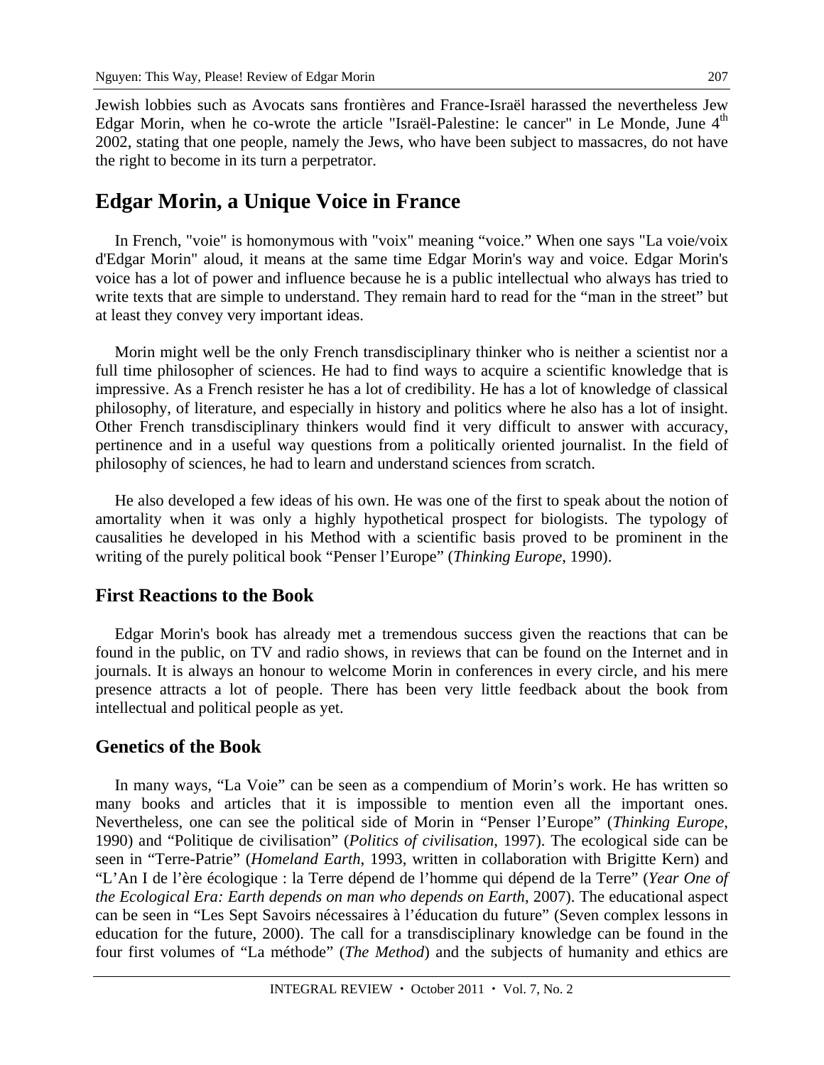Jewish lobbies such as Avocats sans frontières and France-Israël harassed the nevertheless Jew Edgar Morin, when he co-wrote the article "Israël-Palestine: le cancer" in Le Monde, June 4th 2002, stating that one people, namely the Jews, who have been subject to massacres, do not have the right to become in its turn a perpetrator.

## Edgar Morin, a Unique Voice in France

In French, "voie" is homonymous with "voix" meaning "voice." When one says "La voie/voix d'Edgar Morin" aloud, it means at the same time Edgar Morin's way and voice. Edgar Morin's voice has a lot of power and influence because he is a public intellectual who always has tried to write texts that are simple to understand. They remain hard to read for the "man in the street" but at least they convey very important ideas.

Morin might well be the only French transdisciplinary thinker who is neither a scientist nor a full time philosopher of sciences. He had to find ways to acquire a scientific knowledge that is impressive. As a French resister he has a lot of credibility. He has a lot of knowledge of classical philosophy, of literature, and especially in history and politics where he also has a lot of insight. Other French transdisciplinary thinkers would find it very difficult to answer with accuracy, pertinence and in a useful way questions from a politically oriented journalist. In the field of philosophy of sciences, he had to learn and understand sciences from scratch.

He also developed a few ideas of his own. He was one of the first to speak about the notion of amortality when it was only a highly hypothetical prospect for biologists. The typology of causalities he developed in his Method with a scientific basis proved to be prominent in the writing of the purely political book "Penser l'Europe" (*Thinking Europe*, 1990).

### First Reactions to the Book

Edgar Morin's book has already met a tremendous success given the reactions that can be found in the public, on TV and radio shows, in reviews that can be found on the Internet and in journals. It is always an honour to welcome Morin in conferences in every circle, and his mere presence attracts a lot of people. There has been very little feedback about the book from intellectual and political people as yet.

### Genetics of the Book

In many ways, "La Voie" can be seen as a compendium of Morin's work. He has written so many books and articles that it is impossible to mention even all the important ones. Nevertheless, one can see the political side of Morin in "Penser l'Europe" (*Thinking Europe*, 1990) and "Politique de civilisation" (*Politics of civilisation*, 1997). The ecological side can be seen in "Terre-Patrie" (*Homeland Earth*, 1993, written in collaboration with Brigitte Kern) and "L'An I de l'ère écologique : la Terre dépend de l'homme qui dépend de la Terre" (*Year One of the Ecological Era: Earth depends on man who depends on Earth*, 2007). The educational aspect can be seen in "Les Sept Savoirs nécessaires à l'éducation du future" (Seven complex lessons in education for the future, 2000). The call for a transdisciplinary knowledge can be found in the four first volumes of "La méthode" (*The Method*) and the subjects of humanity and ethics are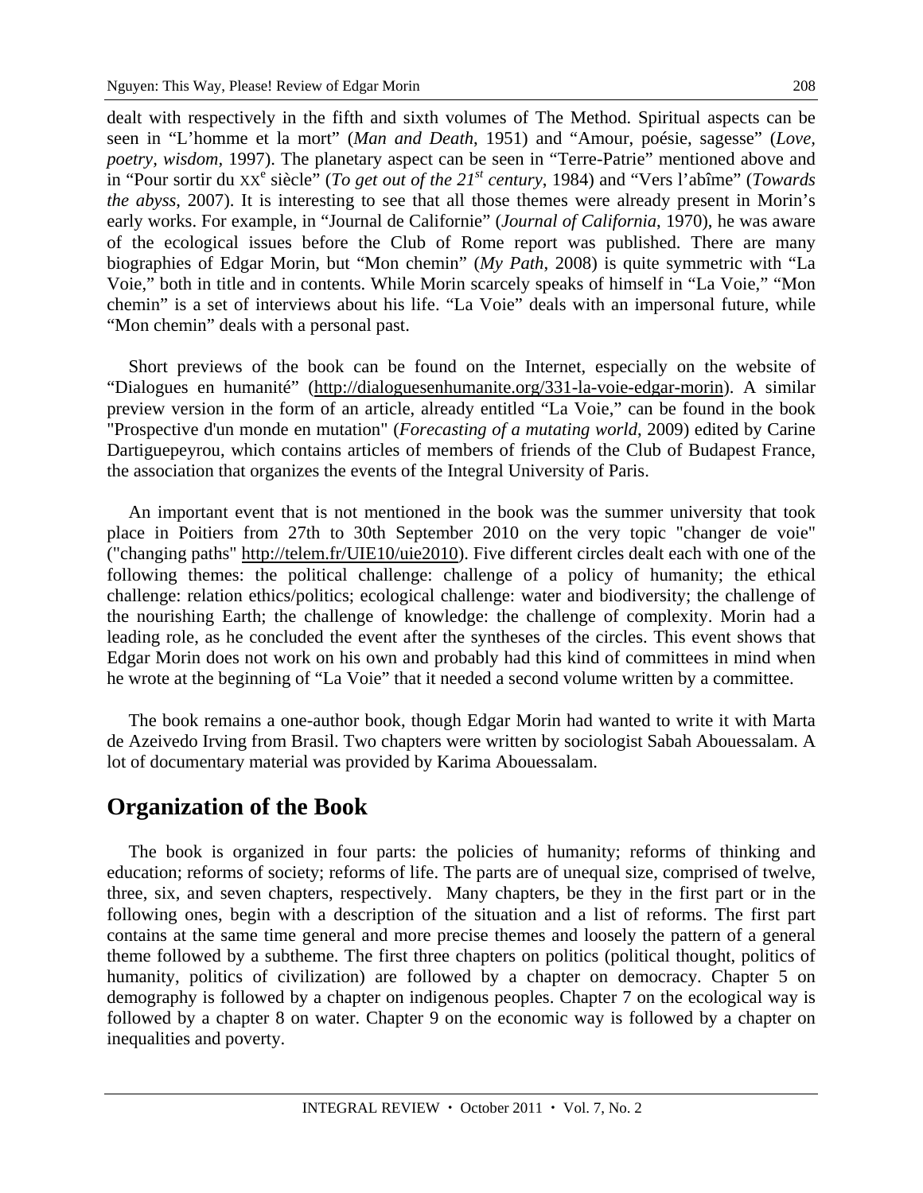dealt with respectively in the fifth and sixth volumes of The Method. Spiritual aspects can be seen in “L’homme et la mort” (*Man and Death*, 1951) and “Amour, poésie, sagesse” (*Love, poetry, wisdom*, 1997). The planetary aspect can be seen in “Terre-Patrie” mentioned above and in “Pour sortir du XX$^{e}$ siècle” (*To get out of the 21$^{st}$ century*, 1984) and “Vers l’abîme” (*Towards the abyss*, 2007). It is interesting to see that all those themes were already present in Morin’s early works. For example, in “Journal de Californie” (*Journal of California*, 1970), he was aware of the ecological issues before the Club of Rome report was published. There are many biographies of Edgar Morin, but “Mon chemin” (*My Path*, 2008) is quite symmetric with “La Voie,” both in title and in contents. While Morin scarcely speaks of himself in “La Voie,” “Mon chemin” is a set of interviews about his life. “La Voie” deals with an impersonal future, while “Mon chemin” deals with a personal past.

Short previews of the book can be found on the Internet, especially on the website of “Dialogues en humanité” (http://dialoguesenhumanite.org/331-la-voie-edgar-morin). A similar preview version in the form of an article, already entitled “La Voie,” can be found in the book "Prospective d'un monde en mutation" (*Forecasting of a mutating world*, 2009) edited by Carine Dartiguepeyrou, which contains articles of members of friends of the Club of Budapest France, the association that organizes the events of the Integral University of Paris.

An important event that is not mentioned in the book was the summer university that took place in Poitiers from 27th to 30th September 2010 on the very topic "changer de voie" ("changing paths" http://telem.fr/UIE10/uie2010). Five different circles dealt each with one of the following themes: the political challenge: challenge of a policy of humanity; the ethical challenge: relation ethics/politics; ecological challenge: water and biodiversity; the challenge of the nourishing Earth; the challenge of knowledge: the challenge of complexity. Morin had a leading role, as he concluded the event after the syntheses of the circles. This event shows that Edgar Morin does not work on his own and probably had this kind of committees in mind when he wrote at the beginning of “La Voie” that it needed a second volume written by a committee.

The book remains a one-author book, though Edgar Morin had wanted to write it with Marta de Azeivedo Irving from Brasil. Two chapters were written by sociologist Sabah Abouessalam. A lot of documentary material was provided by Karima Abouessalam.

## Organization of the Book

The book is organized in four parts: the policies of humanity; reforms of thinking and education; reforms of society; reforms of life. The parts are of unequal size, comprised of twelve, three, six, and seven chapters, respectively. Many chapters, be they in the first part or in the following ones, begin with a description of the situation and a list of reforms. The first part contains at the same time general and more precise themes and loosely the pattern of a general theme followed by a subtheme. The first three chapters on politics (political thought, politics of humanity, politics of civilization) are followed by a chapter on democracy. Chapter 5 on demography is followed by a chapter on indigenous peoples. Chapter 7 on the ecological way is followed by a chapter 8 on water. Chapter 9 on the economic way is followed by a chapter on inequalities and poverty.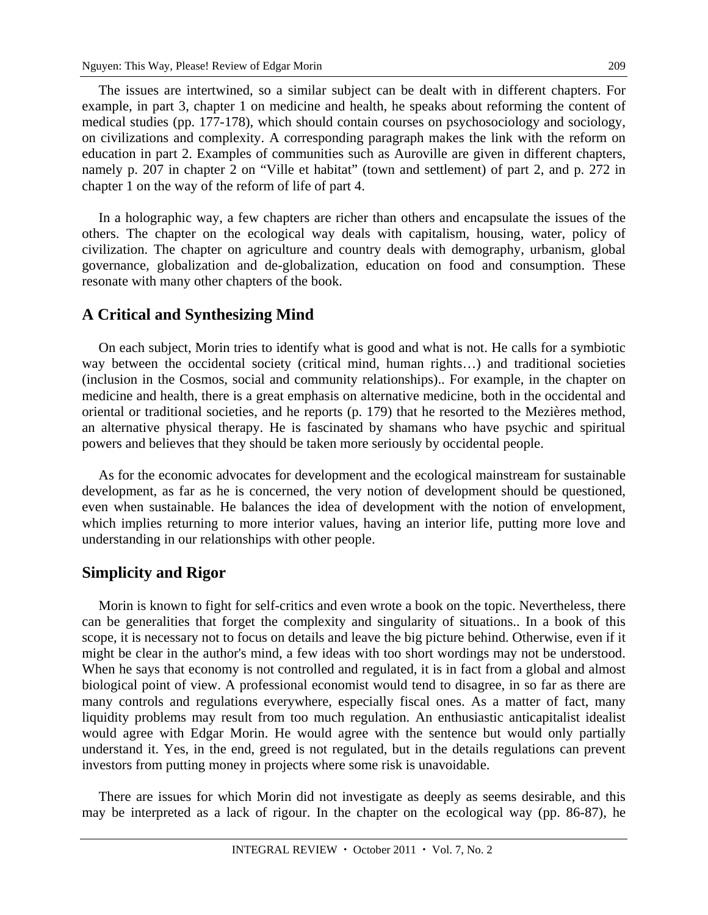The issues are intertwined, so a similar subject can be dealt with in different chapters. For example, in part 3, chapter 1 on medicine and health, he speaks about reforming the content of medical studies (pp. 177-178), which should contain courses on psychosociology and sociology, on civilizations and complexity. A corresponding paragraph makes the link with the reform on education in part 2. Examples of communities such as Auroville are given in different chapters, namely p. 207 in chapter 2 on "Ville et habitat" (town and settlement) of part 2, and p. 272 in chapter 1 on the way of the reform of life of part 4.

In a holographic way, a few chapters are richer than others and encapsulate the issues of the others. The chapter on the ecological way deals with capitalism, housing, water, policy of civilization. The chapter on agriculture and country deals with demography, urbanism, global governance, globalization and de-globalization, education on food and consumption. These resonate with many other chapters of the book.

## A Critical and Synthesizing Mind

On each subject, Morin tries to identify what is good and what is not. He calls for a symbiotic way between the occidental society (critical mind, human rights…) and traditional societies (inclusion in the Cosmos, social and community relationships).. For example, in the chapter on medicine and health, there is a great emphasis on alternative medicine, both in the occidental and oriental or traditional societies, and he reports (p. 179) that he resorted to the Mezières method, an alternative physical therapy. He is fascinated by shamans who have psychic and spiritual powers and believes that they should be taken more seriously by occidental people.

As for the economic advocates for development and the ecological mainstream for sustainable development, as far as he is concerned, the very notion of development should be questioned, even when sustainable. He balances the idea of development with the notion of envelopment, which implies returning to more interior values, having an interior life, putting more love and understanding in our relationships with other people.

## Simplicity and Rigor

Morin is known to fight for self-critics and even wrote a book on the topic. Nevertheless, there can be generalities that forget the complexity and singularity of situations.. In a book of this scope, it is necessary not to focus on details and leave the big picture behind. Otherwise, even if it might be clear in the author's mind, a few ideas with too short wordings may not be understood. When he says that economy is not controlled and regulated, it is in fact from a global and almost biological point of view. A professional economist would tend to disagree, in so far as there are many controls and regulations everywhere, especially fiscal ones. As a matter of fact, many liquidity problems may result from too much regulation. An enthusiastic anticapitalist idealist would agree with Edgar Morin. He would agree with the sentence but would only partially understand it. Yes, in the end, greed is not regulated, but in the details regulations can prevent investors from putting money in projects where some risk is unavoidable.

There are issues for which Morin did not investigate as deeply as seems desirable, and this may be interpreted as a lack of rigour. In the chapter on the ecological way (pp. 86-87), he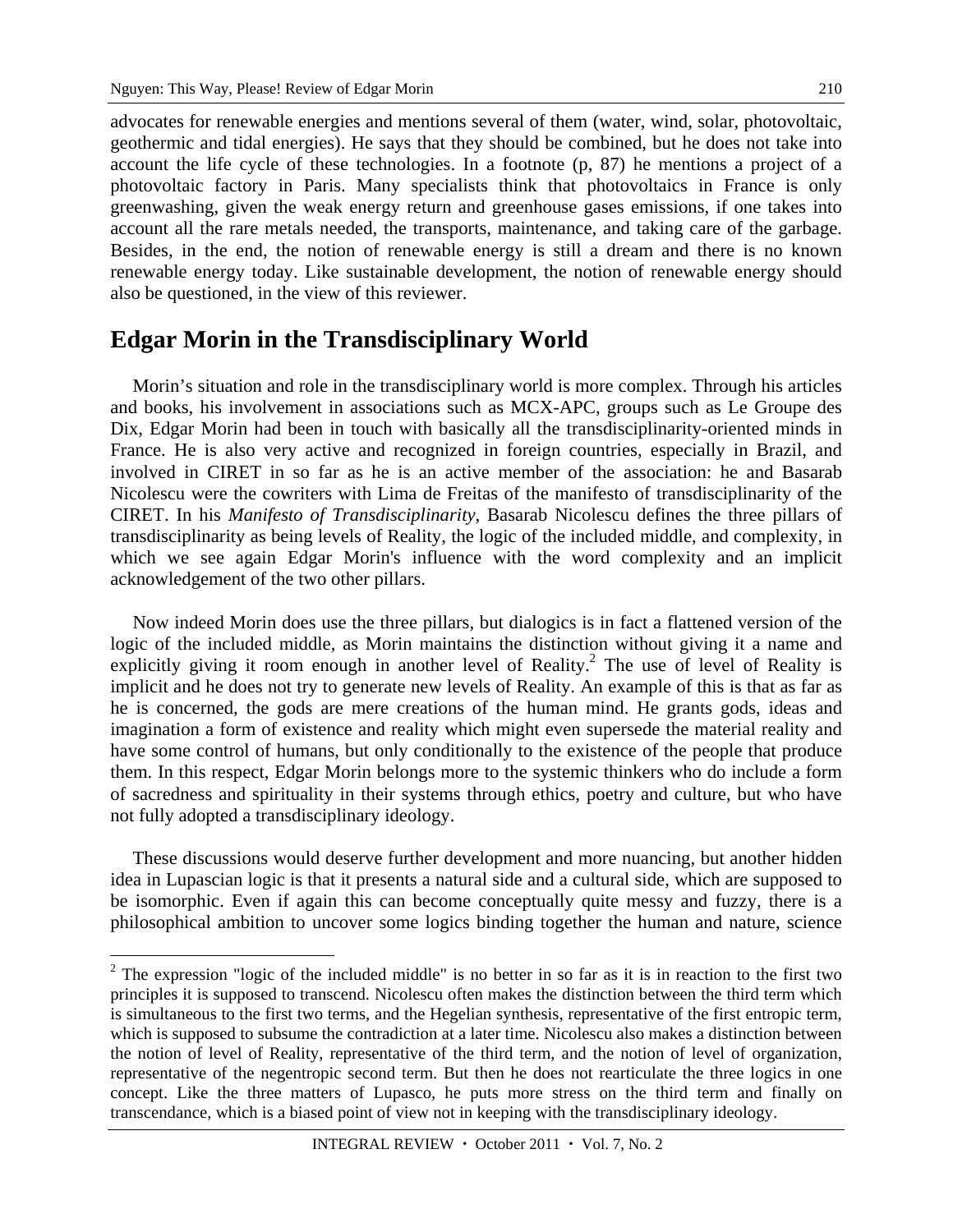advocates for renewable energies and mentions several of them (water, wind, solar, photovoltaic, geothermic and tidal energies). He says that they should be combined, but he does not take into account the life cycle of these technologies. In a footnote (p, 87) he mentions a project of a photovoltaic factory in Paris. Many specialists think that photovoltaics in France is only greenwashing, given the weak energy return and greenhouse gases emissions, if one takes into account all the rare metals needed, the transports, maintenance, and taking care of the garbage. Besides, in the end, the notion of renewable energy is still a dream and there is no known renewable energy today. Like sustainable development, the notion of renewable energy should also be questioned, in the view of this reviewer.

## Edgar Morin in the Transdisciplinary World

Morin's situation and role in the transdisciplinary world is more complex. Through his articles and books, his involvement in associations such as MCX-APC, groups such as Le Groupe des Dix, Edgar Morin had been in touch with basically all the transdisciplinarity-oriented minds in France. He is also very active and recognized in foreign countries, especially in Brazil, and involved in CIRET in so far as he is an active member of the association: he and Basarab Nicolescu were the cowriters with Lima de Freitas of the manifesto of transdisciplinarity of the CIRET. In his *Manifesto of Transdisciplinarity*, Basarab Nicolescu defines the three pillars of transdisciplinarity as being levels of Reality, the logic of the included middle, and complexity, in which we see again Edgar Morin's influence with the word complexity and an implicit acknowledgement of the two other pillars.

Now indeed Morin does use the three pillars, but dialogics is in fact a flattened version of the logic of the included middle, as Morin maintains the distinction without giving it a name and explicitly giving it room enough in another level of Reality.[2] The use of level of Reality is implicit and he does not try to generate new levels of Reality. An example of this is that as far as he is concerned, the gods are mere creations of the human mind. He grants gods, ideas and imagination a form of existence and reality which might even supersede the material reality and have some control of humans, but only conditionally to the existence of the people that produce them. In this respect, Edgar Morin belongs more to the systemic thinkers who do include a form of sacredness and spirituality in their systems through ethics, poetry and culture, but who have not fully adopted a transdisciplinary ideology.

These discussions would deserve further development and more nuancing, but another hidden idea in Lupascian logic is that it presents a natural side and a cultural side, which are supposed to be isomorphic. Even if again this can become conceptually quite messy and fuzzy, there is a philosophical ambition to uncover some logics binding together the human and nature, science

---

[2] The expression "logic of the included middle" is no better in so far as it is in reaction to the first two principles it is supposed to transcend. Nicolescu often makes the distinction between the third term which is simultaneous to the first two terms, and the Hegelian synthesis, representative of the first entropic term, which is supposed to subsume the contradiction at a later time. Nicolescu also makes a distinction between the notion of level of Reality, representative of the third term, and the notion of level of organization, representative of the negentropic second term. But then he does not rearticulate the three logics in one concept. Like the three matters of Lupasco, he puts more stress on the third term and finally on transcendance, which is a biased point of view not in keeping with the transdisciplinary ideology.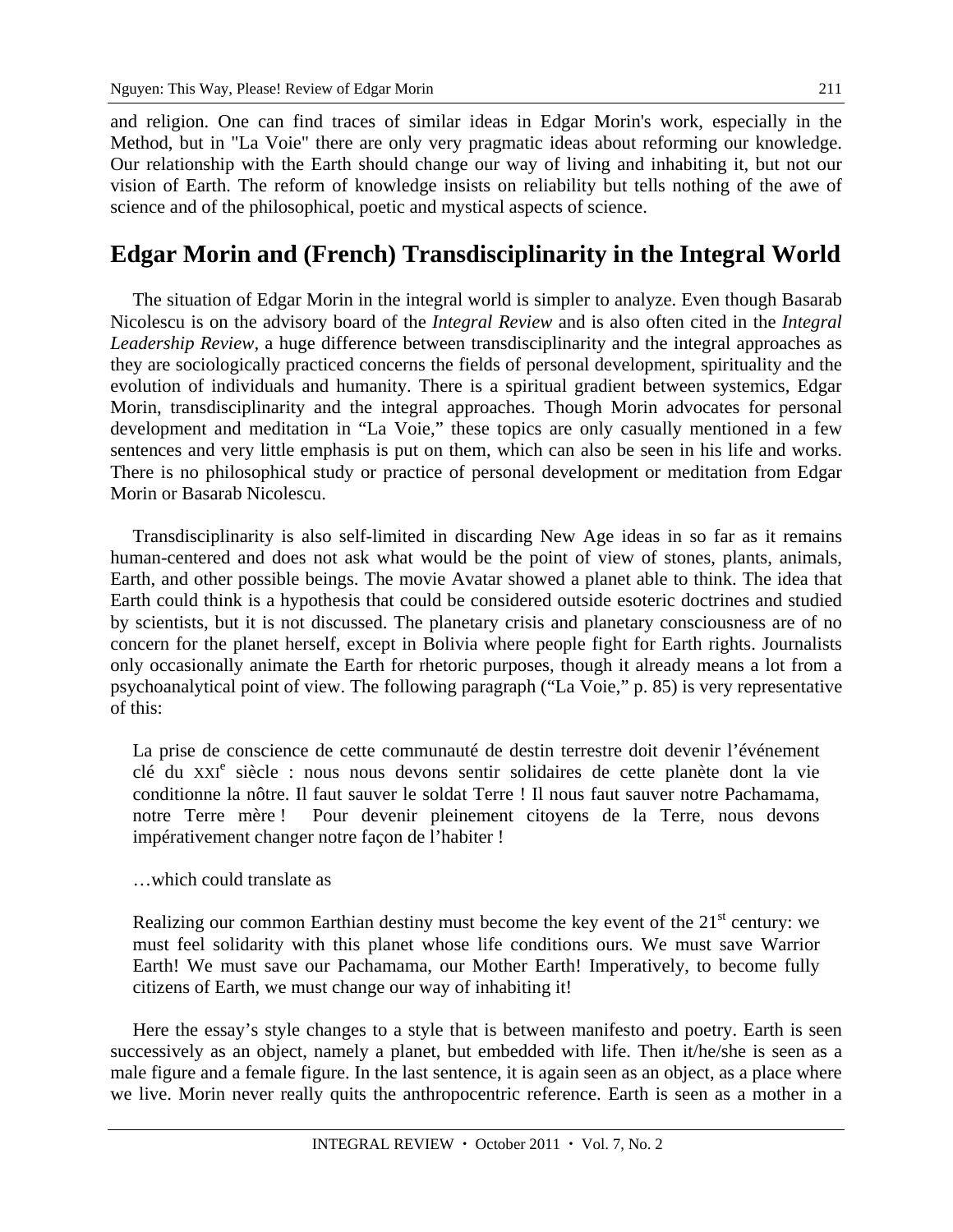and religion. One can find traces of similar ideas in Edgar Morin's work, especially in the Method, but in "La Voie" there are only very pragmatic ideas about reforming our knowledge. Our relationship with the Earth should change our way of living and inhabiting it, but not our vision of Earth. The reform of knowledge insists on reliability but tells nothing of the awe of science and of the philosophical, poetic and mystical aspects of science.

## Edgar Morin and (French) Transdisciplinarity in the Integral World

The situation of Edgar Morin in the integral world is simpler to analyze. Even though Basarab Nicolescu is on the advisory board of the *Integral Review* and is also often cited in the *Integral Leadership Review*, a huge difference between transdisciplinarity and the integral approaches as they are sociologically practiced concerns the fields of personal development, spirituality and the evolution of individuals and humanity. There is a spiritual gradient between systemics, Edgar Morin, transdisciplinarity and the integral approaches. Though Morin advocates for personal development and meditation in “La Voie,” these topics are only casually mentioned in a few sentences and very little emphasis is put on them, which can also be seen in his life and works. There is no philosophical study or practice of personal development or meditation from Edgar Morin or Basarab Nicolescu.

Transdisciplinarity is also self-limited in discarding New Age ideas in so far as it remains human-centered and does not ask what would be the point of view of stones, plants, animals, Earth, and other possible beings. The movie Avatar showed a planet able to think. The idea that Earth could think is a hypothesis that could be considered outside esoteric doctrines and studied by scientists, but it is not discussed. The planetary crisis and planetary consciousness are of no concern for the planet herself, except in Bolivia where people fight for Earth rights. Journalists only occasionally animate the Earth for rhetoric purposes, though it already means a lot from a psychoanalytical point of view. The following paragraph (“La Voie,” p. 85) is very representative of this:

> La prise de conscience de cette communauté de destin terrestre doit devenir l’événement clé du XXI[e] siècle : nous nous devons sentir solidaires de cette planète dont la vie conditionne la nôtre. Il faut sauver le soldat Terre ! Il nous faut sauver notre Pachamama, notre Terre mère ! Pour devenir pleinement citoyens de la Terre, nous devons impérativement changer notre façon de l’habiter !

…which could translate as

> Realizing our common Earthian destiny must become the key event of the 21[st] century: we must feel solidarity with this planet whose life conditions ours. We must save Warrior Earth! We must save our Pachamama, our Mother Earth! Imperatively, to become fully citizens of Earth, we must change our way of inhabiting it!

Here the essay’s style changes to a style that is between manifesto and poetry. Earth is seen successively as an object, namely a planet, but embedded with life. Then it/he/she is seen as a male figure and a female figure. In the last sentence, it is again seen as an object, as a place where we live. Morin never really quits the anthropocentric reference. Earth is seen as a mother in a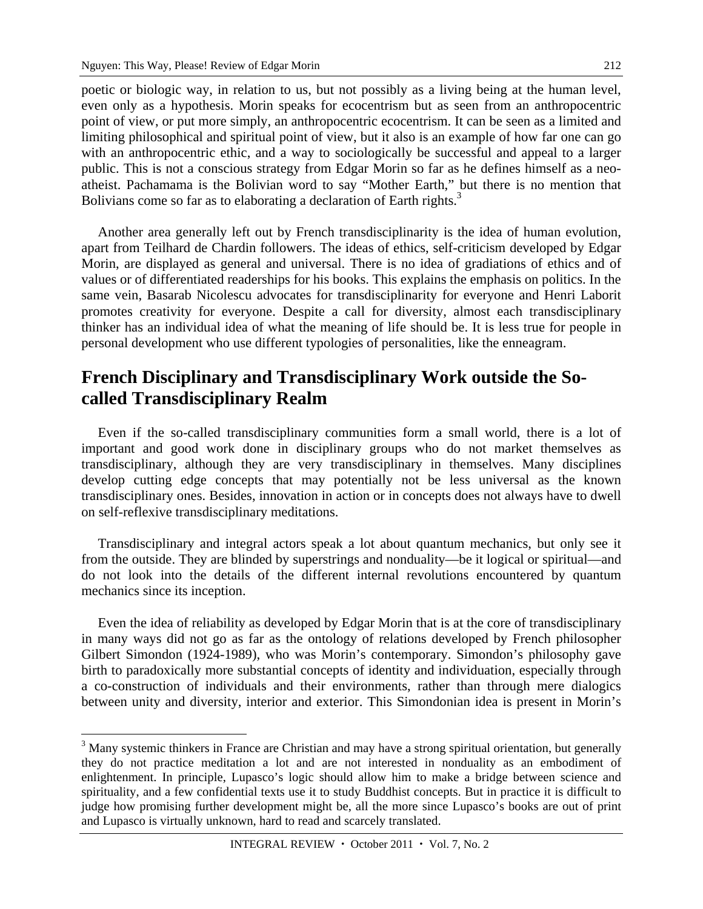poetic or biologic way, in relation to us, but not possibly as a living being at the human level, even only as a hypothesis. Morin speaks for ecocentrism but as seen from an anthropocentric point of view, or put more simply, an anthropocentric ecocentrism. It can be seen as a limited and limiting philosophical and spiritual point of view, but it also is an example of how far one can go with an anthropocentric ethic, and a way to sociologically be successful and appeal to a larger public. This is not a conscious strategy from Edgar Morin so far as he defines himself as a neo-atheist. Pachamama is the Bolivian word to say "Mother Earth," but there is no mention that Bolivians come so far as to elaborating a declaration of Earth rights.[3]

Another area generally left out by French transdisciplinarity is the idea of human evolution, apart from Teilhard de Chardin followers. The ideas of ethics, self-criticism developed by Edgar Morin, are displayed as general and universal. There is no idea of gradiations of ethics and of values or of differentiated readerships for his books. This explains the emphasis on politics. In the same vein, Basarab Nicolescu advocates for transdisciplinarity for everyone and Henri Laborit promotes creativity for everyone. Despite a call for diversity, almost each transdisciplinary thinker has an individual idea of what the meaning of life should be. It is less true for people in personal development who use different typologies of personalities, like the enneagram.

## French Disciplinary and Transdisciplinary Work outside the So-called Transdisciplinary Realm

Even if the so-called transdisciplinary communities form a small world, there is a lot of important and good work done in disciplinary groups who do not market themselves as transdisciplinary, although they are very transdisciplinary in themselves. Many disciplines develop cutting edge concepts that may potentially not be less universal as the known transdisciplinary ones. Besides, innovation in action or in concepts does not always have to dwell on self-reflexive transdisciplinary meditations.

Transdisciplinary and integral actors speak a lot about quantum mechanics, but only see it from the outside. They are blinded by superstrings and nonduality—be it logical or spiritual—and do not look into the details of the different internal revolutions encountered by quantum mechanics since its inception.

Even the idea of reliability as developed by Edgar Morin that is at the core of transdisciplinary in many ways did not go as far as the ontology of relations developed by French philosopher Gilbert Simondon (1924-1989), who was Morin's contemporary. Simondon's philosophy gave birth to paradoxically more substantial concepts of identity and individuation, especially through a co-construction of individuals and their environments, rather than through mere dialogics between unity and diversity, interior and exterior. This Simondonian idea is present in Morin's

[3] Many systemic thinkers in France are Christian and may have a strong spiritual orientation, but generally they do not practice meditation a lot and are not interested in nonduality as an embodiment of enlightenment. In principle, Lupasco's logic should allow him to make a bridge between science and spirituality, and a few confidential texts use it to study Buddhist concepts. But in practice it is difficult to judge how promising further development might be, all the more since Lupasco's books are out of print and Lupasco is virtually unknown, hard to read and scarcely translated.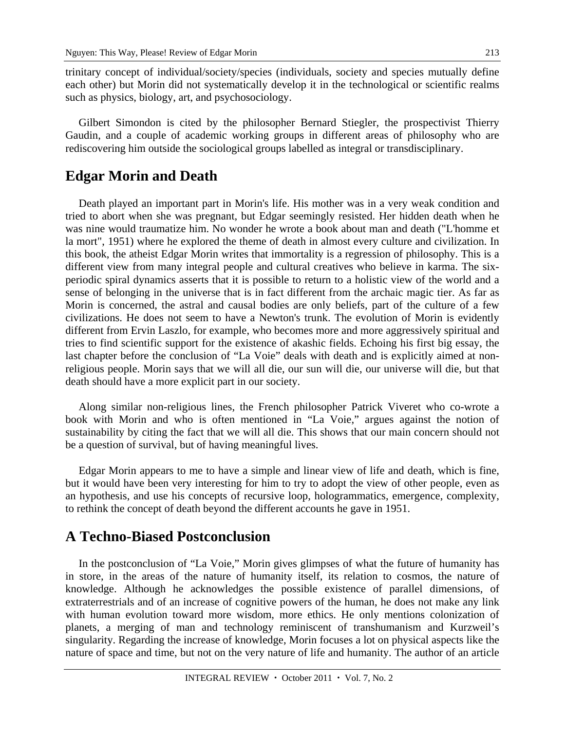trinitary concept of individual/society/species (individuals, society and species mutually define each other) but Morin did not systematically develop it in the technological or scientific realms such as physics, biology, art, and psychosociology.

Gilbert Simondon is cited by the philosopher Bernard Stiegler, the prospectivist Thierry Gaudin, and a couple of academic working groups in different areas of philosophy who are rediscovering him outside the sociological groups labelled as integral or transdisciplinary.

## Edgar Morin and Death

Death played an important part in Morin's life. His mother was in a very weak condition and tried to abort when she was pregnant, but Edgar seemingly resisted. Her hidden death when he was nine would traumatize him. No wonder he wrote a book about man and death ("L'homme et la mort", 1951) where he explored the theme of death in almost every culture and civilization. In this book, the atheist Edgar Morin writes that immortality is a regression of philosophy. This is a different view from many integral people and cultural creatives who believe in karma. The six-periodic spiral dynamics asserts that it is possible to return to a holistic view of the world and a sense of belonging in the universe that is in fact different from the archaic magic tier. As far as Morin is concerned, the astral and causal bodies are only beliefs, part of the culture of a few civilizations. He does not seem to have a Newton's trunk. The evolution of Morin is evidently different from Ervin Laszlo, for example, who becomes more and more aggressively spiritual and tries to find scientific support for the existence of akashic fields. Echoing his first big essay, the last chapter before the conclusion of "La Voie" deals with death and is explicitly aimed at non-religious people. Morin says that we will all die, our sun will die, our universe will die, but that death should have a more explicit part in our society.

Along similar non-religious lines, the French philosopher Patrick Viveret who co-wrote a book with Morin and who is often mentioned in "La Voie," argues against the notion of sustainability by citing the fact that we will all die. This shows that our main concern should not be a question of survival, but of having meaningful lives.

Edgar Morin appears to me to have a simple and linear view of life and death, which is fine, but it would have been very interesting for him to try to adopt the view of other people, even as an hypothesis, and use his concepts of recursive loop, hologrammatics, emergence, complexity, to rethink the concept of death beyond the different accounts he gave in 1951.

## A Techno-Biased Postconclusion

In the postconclusion of "La Voie," Morin gives glimpses of what the future of humanity has in store, in the areas of the nature of humanity itself, its relation to cosmos, the nature of knowledge. Although he acknowledges the possible existence of parallel dimensions, of extraterrestrials and of an increase of cognitive powers of the human, he does not make any link with human evolution toward more wisdom, more ethics. He only mentions colonization of planets, a merging of man and technology reminiscent of transhumanism and Kurzweil's singularity. Regarding the increase of knowledge, Morin focuses a lot on physical aspects like the nature of space and time, but not on the very nature of life and humanity. The author of an article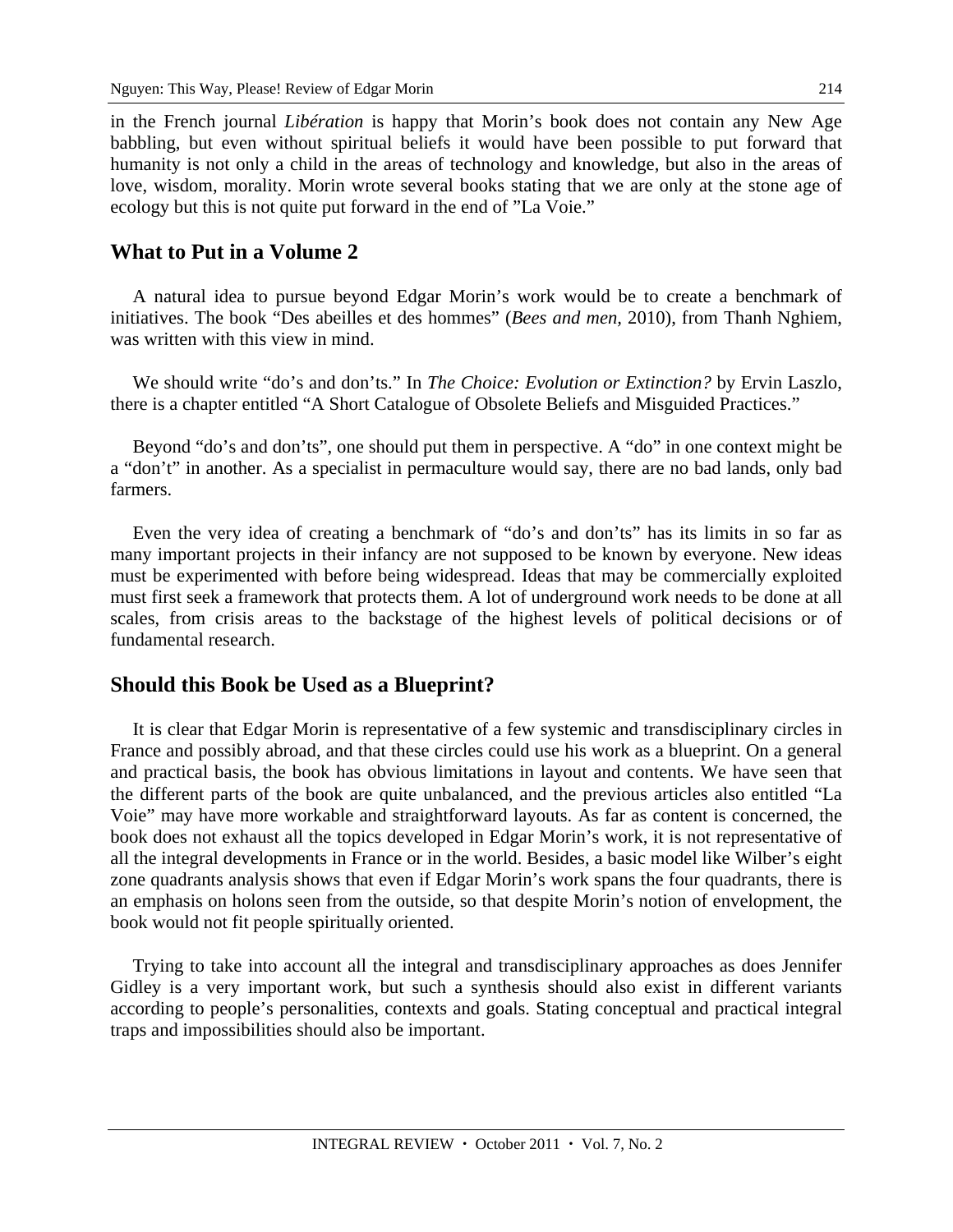in the French journal *Libération* is happy that Morin's book does not contain any New Age babbling, but even without spiritual beliefs it would have been possible to put forward that humanity is not only a child in the areas of technology and knowledge, but also in the areas of love, wisdom, morality. Morin wrote several books stating that we are only at the stone age of ecology but this is not quite put forward in the end of "La Voie."

## What to Put in a Volume 2

A natural idea to pursue beyond Edgar Morin's work would be to create a benchmark of initiatives. The book "Des abeilles et des hommes" (*Bees and men*, 2010), from Thanh Nghiem, was written with this view in mind.

We should write "do's and don'ts." In *The Choice: Evolution or Extinction?* by Ervin Laszlo, there is a chapter entitled "A Short Catalogue of Obsolete Beliefs and Misguided Practices."

Beyond "do's and don'ts", one should put them in perspective. A "do" in one context might be a "don't" in another. As a specialist in permaculture would say, there are no bad lands, only bad farmers.

Even the very idea of creating a benchmark of "do's and don'ts" has its limits in so far as many important projects in their infancy are not supposed to be known by everyone. New ideas must be experimented with before being widespread. Ideas that may be commercially exploited must first seek a framework that protects them. A lot of underground work needs to be done at all scales, from crisis areas to the backstage of the highest levels of political decisions or of fundamental research.

## Should this Book be Used as a Blueprint?

It is clear that Edgar Morin is representative of a few systemic and transdisciplinary circles in France and possibly abroad, and that these circles could use his work as a blueprint. On a general and practical basis, the book has obvious limitations in layout and contents. We have seen that the different parts of the book are quite unbalanced, and the previous articles also entitled "La Voie" may have more workable and straightforward layouts. As far as content is concerned, the book does not exhaust all the topics developed in Edgar Morin's work, it is not representative of all the integral developments in France or in the world. Besides, a basic model like Wilber's eight zone quadrants analysis shows that even if Edgar Morin's work spans the four quadrants, there is an emphasis on holons seen from the outside, so that despite Morin's notion of envelopment, the book would not fit people spiritually oriented.

Trying to take into account all the integral and transdisciplinary approaches as does Jennifer Gidley is a very important work, but such a synthesis should also exist in different variants according to people's personalities, contexts and goals. Stating conceptual and practical integral traps and impossibilities should also be important.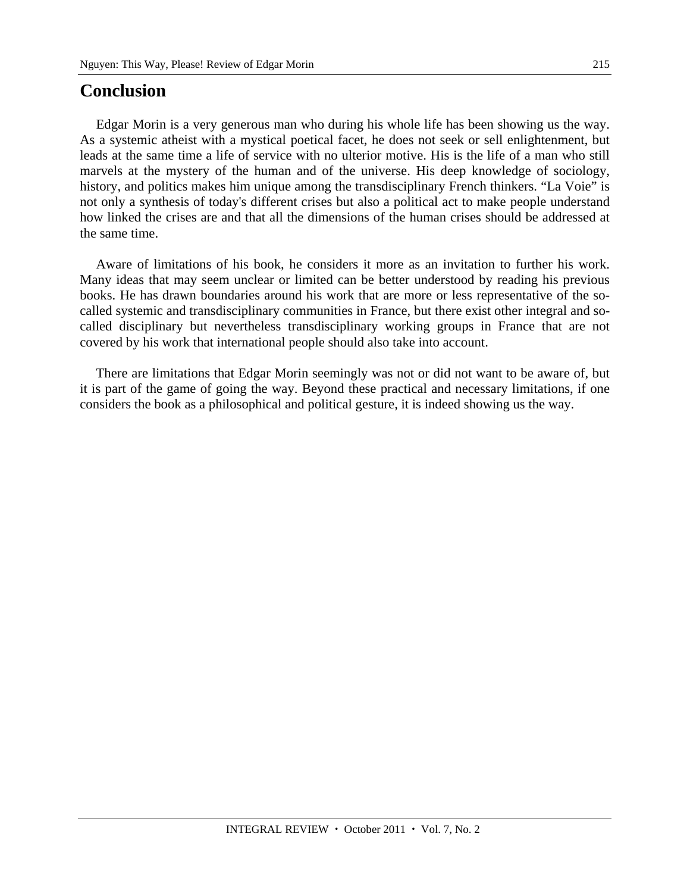## Conclusion

Edgar Morin is a very generous man who during his whole life has been showing us the way. As a systemic atheist with a mystical poetical facet, he does not seek or sell enlightenment, but leads at the same time a life of service with no ulterior motive. His is the life of a man who still marvels at the mystery of the human and of the universe. His deep knowledge of sociology, history, and politics makes him unique among the transdisciplinary French thinkers. “La Voie” is not only a synthesis of today's different crises but also a political act to make people understand how linked the crises are and that all the dimensions of the human crises should be addressed at the same time.

Aware of limitations of his book, he considers it more as an invitation to further his work. Many ideas that may seem unclear or limited can be better understood by reading his previous books. He has drawn boundaries around his work that are more or less representative of the so-called systemic and transdisciplinary communities in France, but there exist other integral and so-called disciplinary but nevertheless transdisciplinary working groups in France that are not covered by his work that international people should also take into account.

There are limitations that Edgar Morin seemingly was not or did not want to be aware of, but it is part of the game of going the way. Beyond these practical and necessary limitations, if one considers the book as a philosophical and political gesture, it is indeed showing us the way.